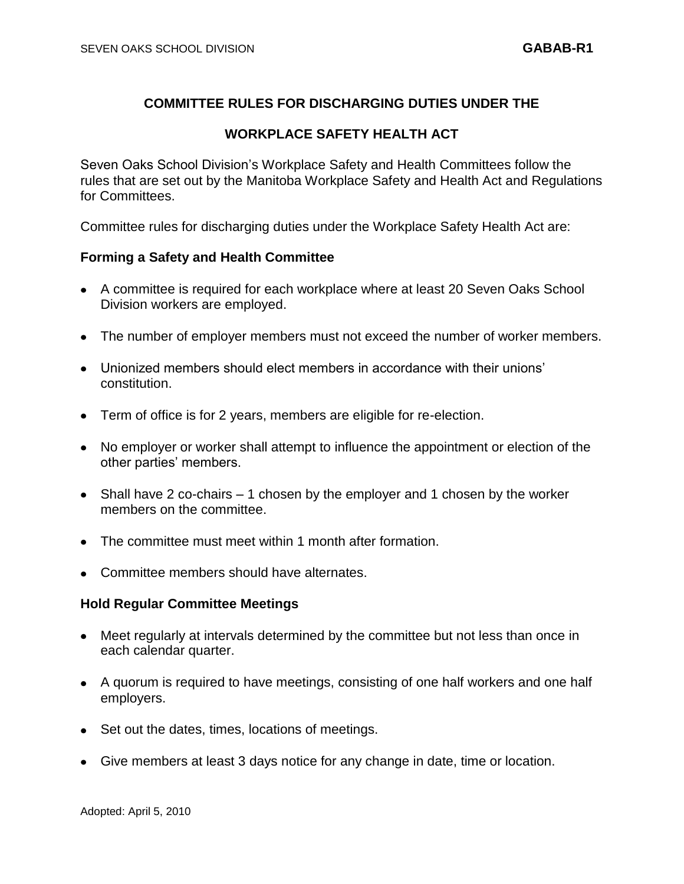# COMMITTEE RULES FOR DISCHARGING DUTIES UNDER THE

# WORKPLACE SAFETY HEALTH ACT

Seven Oaks School Division's Workplace Safety and Health Committees follow the rules that are set out by the Manitoba Workplace Safety and Health Act and Regulations for Committees.

Committee rules for discharging duties under the Workplace Safety Health Act are:

## Forming a Safety and Health Committee

- A committee is required for each workplace where at least 20 Seven Oaks School Division workers are employed.
- The number of employer members must not exceed the number of worker members.
- Unionized members should elect members in accordance with their unions' constitution.
- Term of office is for 2 years, members are eligible for re-election.
- No employer or worker shall attempt to influence the appointment or election of the other parties' members.
- Shall have 2 co-chairs – 1 chosen by the employer and 1 chosen by the worker members on the committee.
- The committee must meet within 1 month after formation.
- Committee members should have alternates.

## Hold Regular Committee Meetings

- Meet regularly at intervals determined by the committee but not less than once in each calendar quarter.
- A quorum is required to have meetings, consisting of one half workers and one half employers.
- Set out the dates, times, locations of meetings.
- Give members at least 3 days notice for any change in date, time or location.

Adopted: April 5, 2010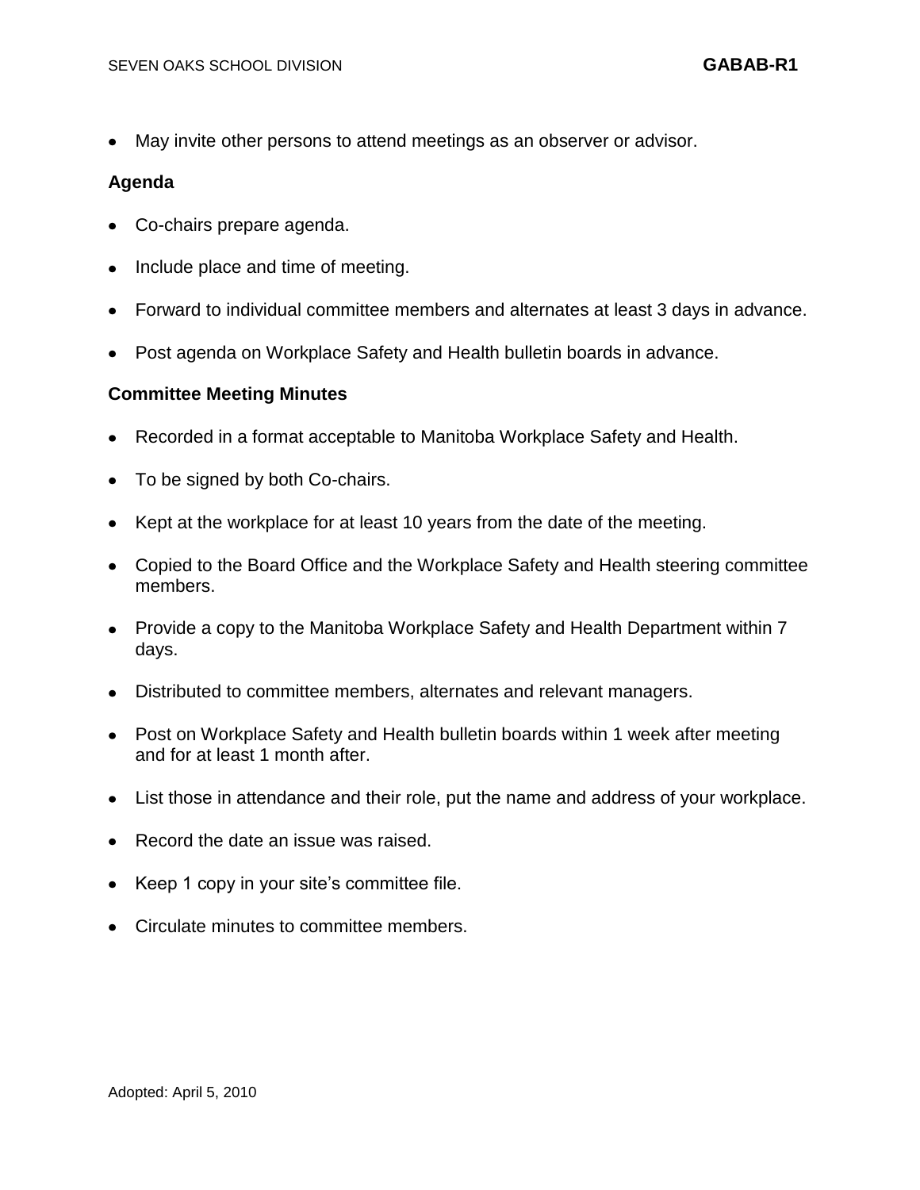- May invite other persons to attend meetings as an observer or advisor.

**Agenda**

- Co-chairs prepare agenda.
- Include place and time of meeting.
- Forward to individual committee members and alternates at least 3 days in advance.
- Post agenda on Workplace Safety and Health bulletin boards in advance.

**Committee Meeting Minutes**

- Recorded in a format acceptable to Manitoba Workplace Safety and Health.
- To be signed by both Co-chairs.
- Kept at the workplace for at least 10 years from the date of the meeting.
- Copied to the Board Office and the Workplace Safety and Health steering committee members.
- Provide a copy to the Manitoba Workplace Safety and Health Department within 7 days.
- Distributed to committee members, alternates and relevant managers.
- Post on Workplace Safety and Health bulletin boards within 1 week after meeting and for at least 1 month after.
- List those in attendance and their role, put the name and address of your workplace.
- Record the date an issue was raised.
- Keep 1 copy in your site's committee file.
- Circulate minutes to committee members.

Adopted: April 5, 2010